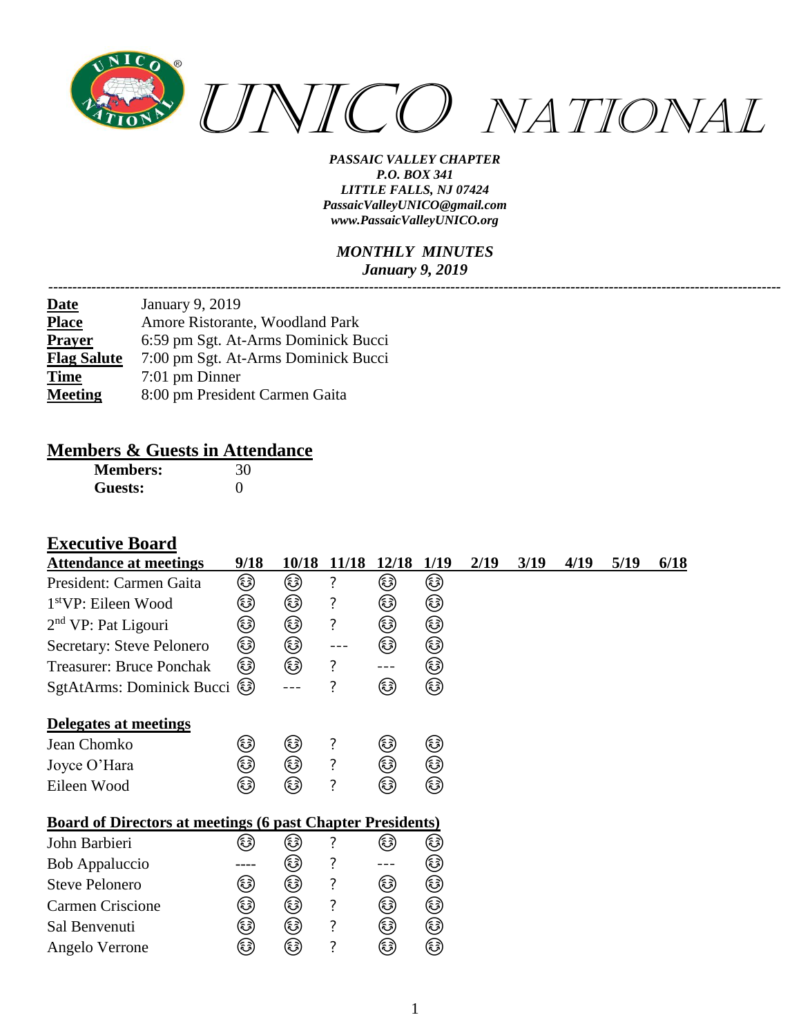# UNICO NATIONAL

***PASSAIC VALLEY CHAPTER***
***P.O. BOX 341***
***LITTLE FALLS, NJ 07424***
***PassaicValleyUNICO@gmail.com***
***www.PassaicValleyUNICO.org***

***MONTHLY MINUTES***
***January 9, 2019***

---

| | |
|---|---|
| **Date** | January 9, 2019 |
| **Place** | Amore Ristorante, Woodland Park |
| **Prayer** | 6:59 pm Sgt. At-Arms Dominick Bucci |
| **Flag Salute** | 7:00 pm Sgt. At-Arms Dominick Bucci |
| **Time** | 7:01 pm Dinner |
| **Meeting** | 8:00 pm President Carmen Gaita |

## Members & Guests in Attendance

| | |
|---|---|
| **Members:** | 30 |
| **Guests:** | 0 |

## Executive Board

| **Attendance at meetings** | **9/18** | **10/18** | **11/18** | **12/18** | **1/19** | **2/19** | **3/19** | **4/19** | **5/19** | **6/18** |
|---|---|---|---|---|---|---|---|---|---|---|
| President: Carmen Gaita | ☺ | ☺ | ? | ☺ | ☺ | | | | | |
| 1[st]VP: Eileen Wood | ☺ | ☺ | ? | ☺ | ☺ | | | | | |
| 2[nd] VP: Pat Ligouri | ☺ | ☺ | ? | ☺ | ☺ | | | | | |
| Secretary: Steve Pelonero | ☺ | ☺ | --- | ☺ | ☺ | | | | | |
| Treasurer: Bruce Ponchak | ☺ | ☺ | ? | --- | ☺ | | | | | |
| SgtAtArms: Dominick Bucci | ☺ | --- | ? | ☺ | ☺ | | | | | |
| **Delegates at meetings** | | | | | | | | | | |
| Jean Chomko | ☺ | ☺ | ? | ☺ | ☺ | | | | | |
| Joyce O'Hara | ☺ | ☺ | ? | ☺ | ☺ | | | | | |
| Eileen Wood | ☺ | ☺ | ? | ☺ | ☺ | | | | | |
| **Board of Directors at meetings (6 past Chapter Presidents)** | | | | | | | | | | |
| John Barbieri | ☺ | ☺ | ? | ☺ | ☺ | | | | | |
| Bob Appaluccio | ---- | ☺ | ? | --- | ☺ | | | | | |
| Steve Pelonero | ☺ | ☺ | ? | ☺ | ☺ | | | | | |
| Carmen Criscione | ☺ | ☺ | ? | ☺ | ☺ | | | | | |
| Sal Benvenuti | ☺ | ☺ | ? | ☺ | ☺ | | | | | |
| Angelo Verrone | ☺ | ☺ | ? | ☺ | ☺ | | | | | |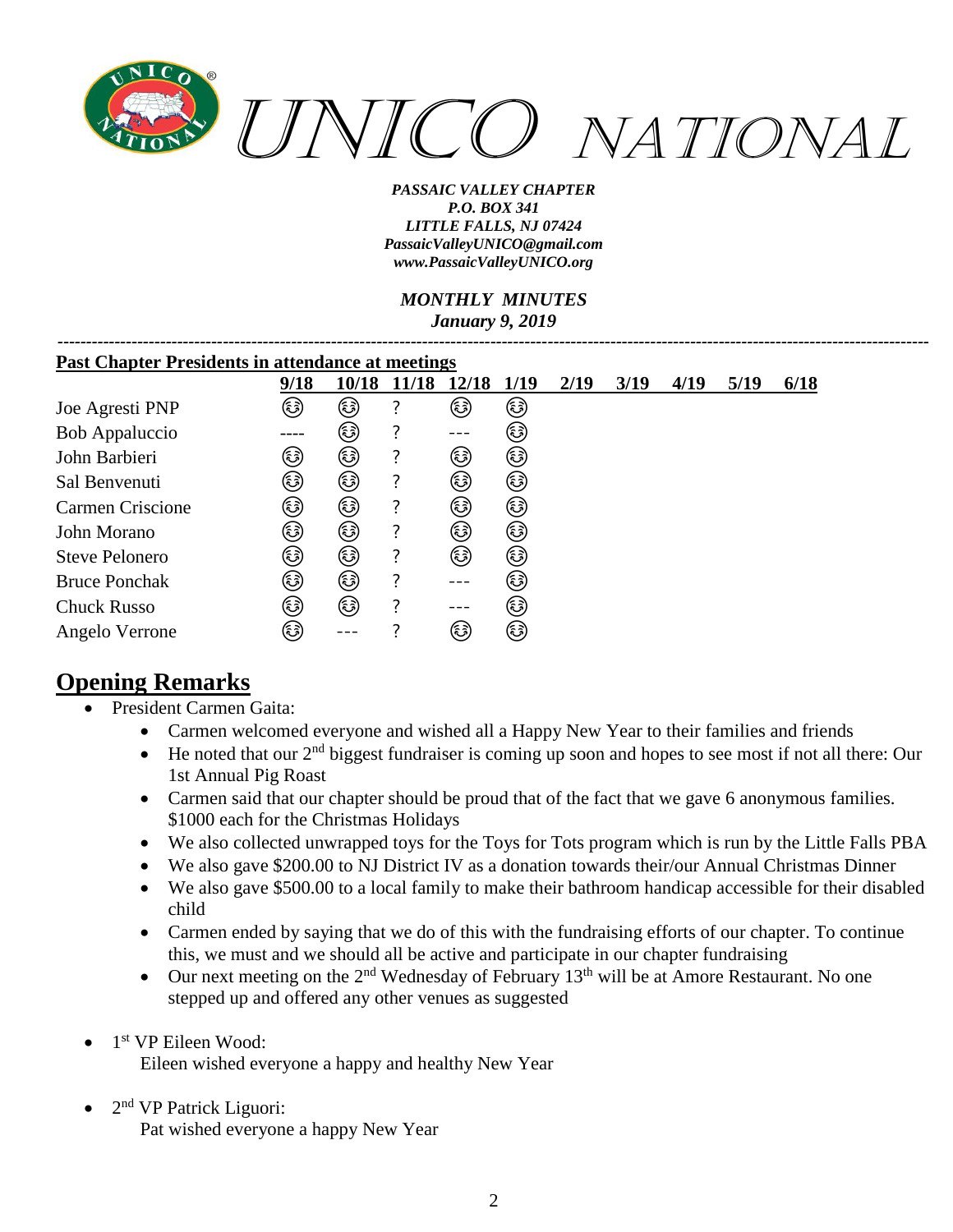*UNICO NATIONAL*

*PASSAIC VALLEY CHAPTER*
*P.O. BOX 341*
*LITTLE FALLS, NJ 07424*
*PassaicValleyUNICO@gmail.com*
*www.PassaicValleyUNICO.org*

*MONTHLY MINUTES*
*January 9, 2019*

**Past Chapter Presidents in attendance at meetings**

| | 9/18 | 10/18 | 11/18 | 12/18 | 1/19 | 2/19 | 3/19 | 4/19 | 5/19 | 6/18 |
|---|---|---|---|---|---|---|---|---|---|---|
| Joe Agresti PNP | 😊 | 😊 | ? | 😊 | 😊 | | | | | |
| Bob Appaluccio | ---- | 😊 | ? | --- | 😊 | | | | | |
| John Barbieri | 😊 | 😊 | ? | 😊 | 😊 | | | | | |
| Sal Benvenuti | 😊 | 😊 | ? | 😊 | 😊 | | | | | |
| Carmen Criscione | 😊 | 😊 | ? | 😊 | 😊 | | | | | |
| John Morano | 😊 | 😊 | ? | 😊 | 😊 | | | | | |
| Steve Pelonero | 😊 | 😊 | ? | 😊 | 😊 | | | | | |
| Bruce Ponchak | 😊 | 😊 | ? | --- | 😊 | | | | | |
| Chuck Russo | 😊 | 😊 | ? | --- | 😊 | | | | | |
| Angelo Verrone | 😊 | --- | ? | 😊 | 😊 | | | | | |

## Opening Remarks

- President Carmen Gaita:
  - Carmen welcomed everyone and wished all a Happy New Year to their families and friends
  - He noted that our 2nd biggest fundraiser is coming up soon and hopes to see most if not all there: Our 1st Annual Pig Roast
  - Carmen said that our chapter should be proud that of the fact that we gave 6 anonymous families. $1000 each for the Christmas Holidays
  - We also collected unwrapped toys for the Toys for Tots program which is run by the Little Falls PBA
  - We also gave $200.00 to NJ District IV as a donation towards their/our Annual Christmas Dinner
  - We also gave $500.00 to a local family to make their bathroom handicap accessible for their disabled child
  - Carmen ended by saying that we do of this with the fundraising efforts of our chapter. To continue this, we must and we should all be active and participate in our chapter fundraising
  - Our next meeting on the 2nd Wednesday of February 13th will be at Amore Restaurant. No one stepped up and offered any other venues as suggested

- 1st VP Eileen Wood:
  Eileen wished everyone a happy and healthy New Year

- 2nd VP Patrick Liguori:
  Pat wished everyone a happy New Year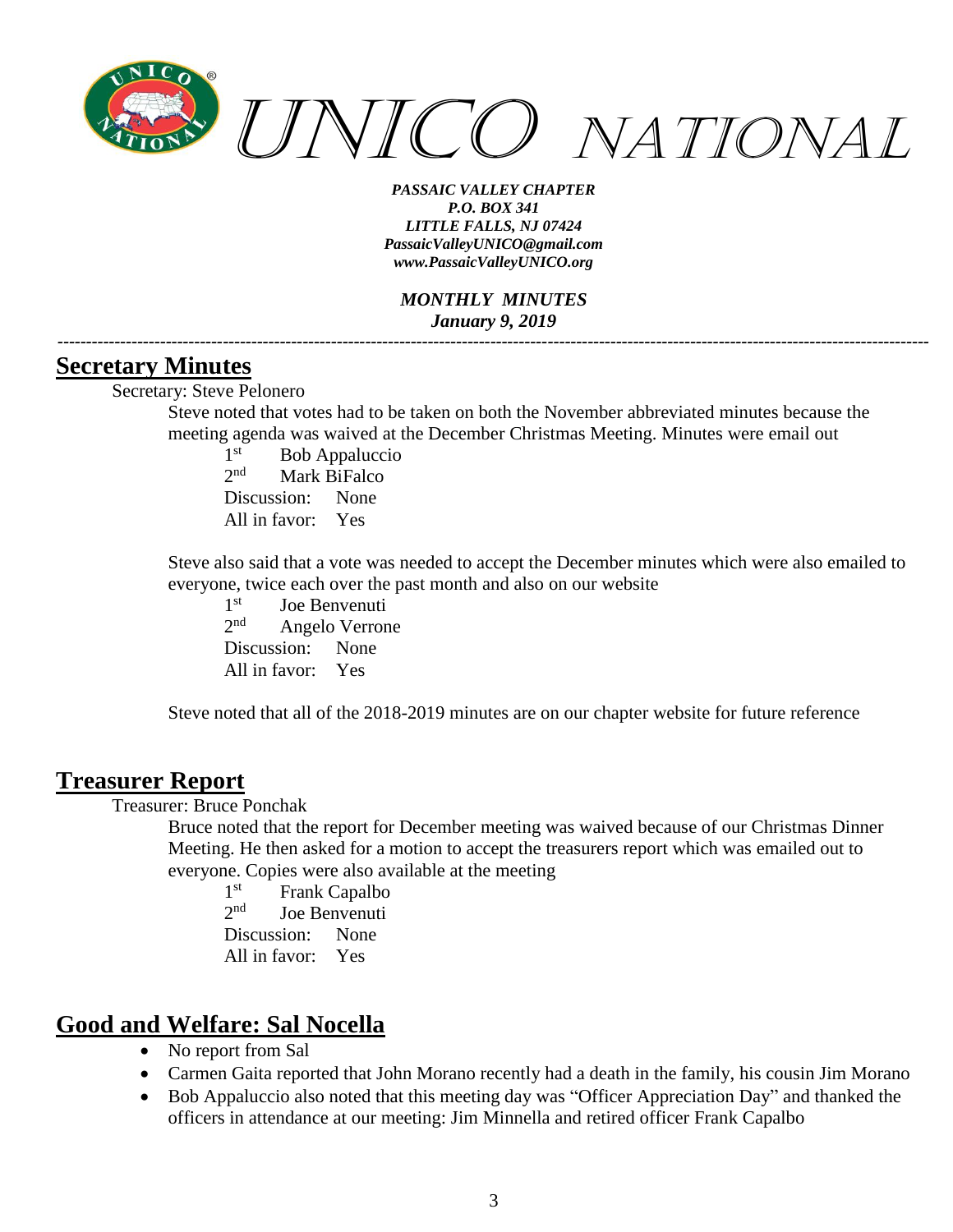## Secretary Minutes

Secretary: Steve Pelonero

Steve noted that votes had to be taken on both the November abbreviated minutes because the meeting agenda was waived at the December Christmas Meeting. Minutes were email out

1st Bob Appaluccio
2nd Mark BiFalco
Discussion: None
All in favor: Yes

Steve also said that a vote was needed to accept the December minutes which were also emailed to everyone, twice each over the past month and also on our website

1st Joe Benvenuti
2nd Angelo Verrone
Discussion: None
All in favor: Yes

Steve noted that all of the 2018-2019 minutes are on our chapter website for future reference

## Treasurer Report

Treasurer: Bruce Ponchak

Bruce noted that the report for December meeting was waived because of our Christmas Dinner Meeting. He then asked for a motion to accept the treasurers report which was emailed out to everyone. Copies were also available at the meeting

1st Frank Capalbo
2nd Joe Benvenuti
Discussion: None
All in favor: Yes

## Good and Welfare: Sal Nocella

- No report from Sal
- Carmen Gaita reported that John Morano recently had a death in the family, his cousin Jim Morano
- Bob Appaluccio also noted that this meeting day was "Officer Appreciation Day" and thanked the officers in attendance at our meeting: Jim Minnella and retired officer Frank Capalbo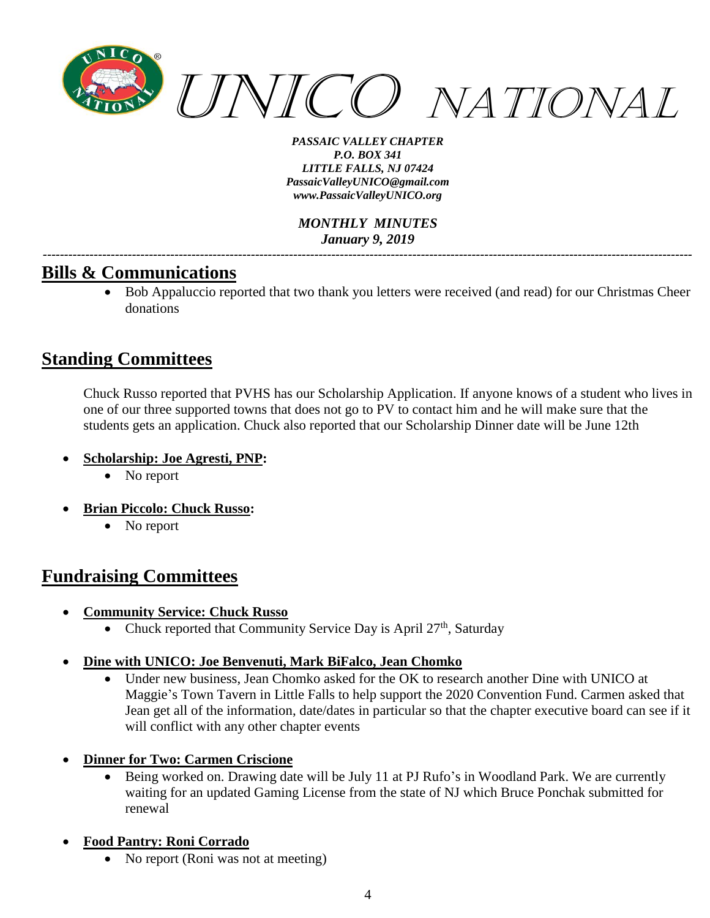## Bills & Communications

- Bob Appaluccio reported that two thank you letters were received (and read) for our Christmas Cheer donations

## Standing Committees

Chuck Russo reported that PVHS has our Scholarship Application. If anyone knows of a student who lives in one of our three supported towns that does not go to PV to contact him and he will make sure that the students gets an application. Chuck also reported that our Scholarship Dinner date will be June 12th

- **Scholarship: Joe Agresti, PNP:**
  - No report
- **Brian Piccolo: Chuck Russo:**
  - No report

## Fundraising Committees

- **Community Service: Chuck Russo**
  - Chuck reported that Community Service Day is April 27th, Saturday
- **Dine with UNICO: Joe Benvenuti, Mark BiFalco, Jean Chomko**
  - Under new business, Jean Chomko asked for the OK to research another Dine with UNICO at Maggie's Town Tavern in Little Falls to help support the 2020 Convention Fund. Carmen asked that Jean get all of the information, date/dates in particular so that the chapter executive board can see if it will conflict with any other chapter events
- **Dinner for Two: Carmen Criscione**
  - Being worked on. Drawing date will be July 11 at PJ Rufo's in Woodland Park. We are currently waiting for an updated Gaming License from the state of NJ which Bruce Ponchak submitted for renewal
- **Food Pantry: Roni Corrado**
  - No report (Roni was not at meeting)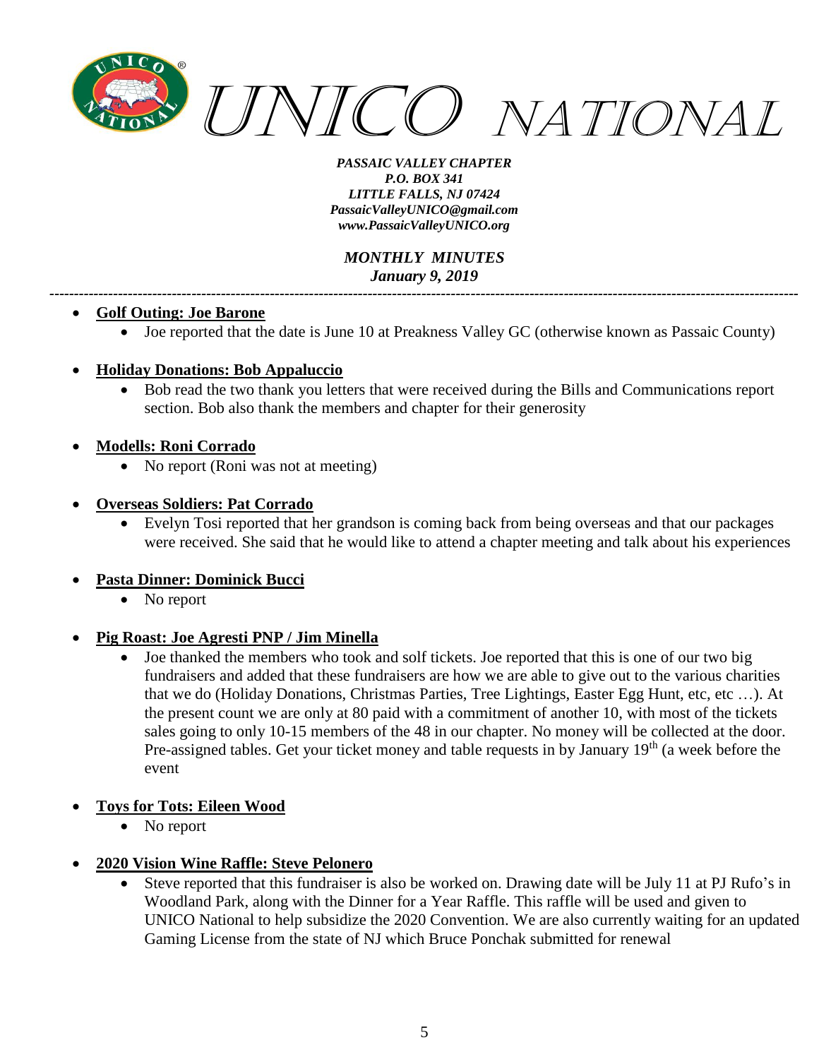- **Golf Outing: Joe Barone**
    - Joe reported that the date is June 10 at Preakness Valley GC (otherwise known as Passaic County)

- **Holiday Donations: Bob Appaluccio**
    - Bob read the two thank you letters that were received during the Bills and Communications report section. Bob also thank the members and chapter for their generosity

- **Modells: Roni Corrado**
    - No report (Roni was not at meeting)

- **Overseas Soldiers: Pat Corrado**
    - Evelyn Tosi reported that her grandson is coming back from being overseas and that our packages were received. She said that he would like to attend a chapter meeting and talk about his experiences

- **Pasta Dinner: Dominick Bucci**
    - No report

- **Pig Roast: Joe Agresti PNP / Jim Minella**
    - Joe thanked the members who took and solf tickets. Joe reported that this is one of our two big fundraisers and added that these fundraisers are how we are able to give out to the various charities that we do (Holiday Donations, Christmas Parties, Tree Lightings, Easter Egg Hunt, etc, etc …). At the present count we are only at 80 paid with a commitment of another 10, with most of the tickets sales going to only 10-15 members of the 48 in our chapter. No money will be collected at the door. Pre-assigned tables. Get your ticket money and table requests in by January 19th (a week before the event

- **Toys for Tots: Eileen Wood**
    - No report

- **2020 Vision Wine Raffle: Steve Pelonero**
    - Steve reported that this fundraiser is also be worked on. Drawing date will be July 11 at PJ Rufo's in Woodland Park, along with the Dinner for a Year Raffle. This raffle will be used and given to UNICO National to help subsidize the 2020 Convention. We are also currently waiting for an updated Gaming License from the state of NJ which Bruce Ponchak submitted for renewal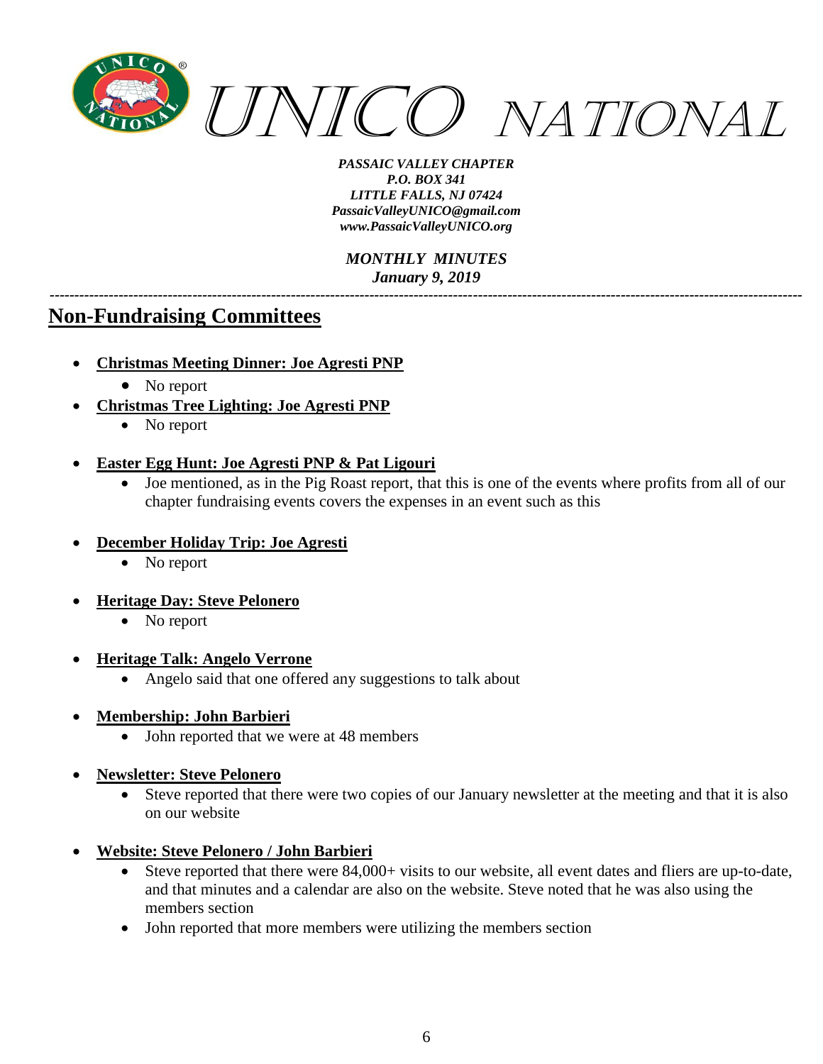## Non-Fundraising Committees

- **Christmas Meeting Dinner: Joe Agresti PNP**
  - No report
- **Christmas Tree Lighting: Joe Agresti PNP**
  - No report
- **Easter Egg Hunt: Joe Agresti PNP & Pat Ligouri**
  - Joe mentioned, as in the Pig Roast report, that this is one of the events where profits from all of our chapter fundraising events covers the expenses in an event such as this
- **December Holiday Trip: Joe Agresti**
  - No report
- **Heritage Day: Steve Pelonero**
  - No report
- **Heritage Talk: Angelo Verrone**
  - Angelo said that one offered any suggestions to talk about
- **Membership: John Barbieri**
  - John reported that we were at 48 members
- **Newsletter: Steve Pelonero**
  - Steve reported that there were two copies of our January newsletter at the meeting and that it is also on our website
- **Website: Steve Pelonero / John Barbieri**
  - Steve reported that there were 84,000+ visits to our website, all event dates and fliers are up-to-date, and that minutes and a calendar are also on the website. Steve noted that he was also using the members section
  - John reported that more members were utilizing the members section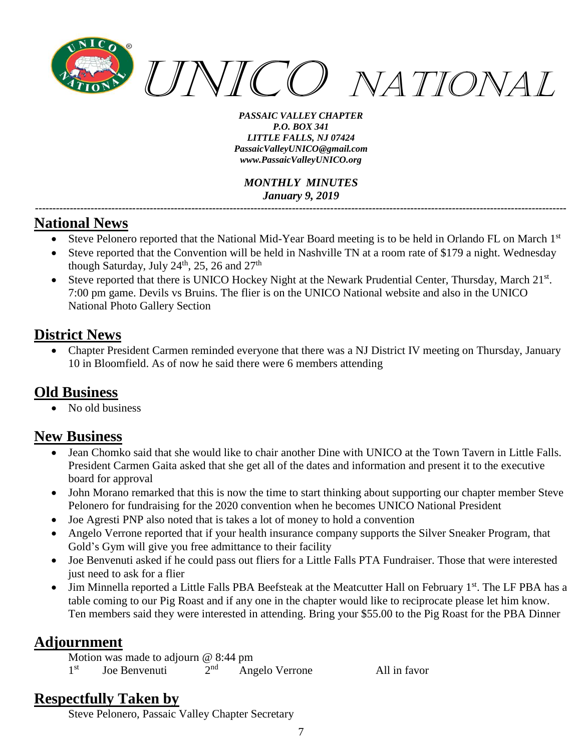*UNICO NATIONAL*

***PASSAIC VALLEY CHAPTER***
***P.O. BOX 341***
***LITTLE FALLS, NJ 07424***
***PassaicValleyUNICO@gmail.com***
***www.PassaicValleyUNICO.org***

***MONTHLY MINUTES***
***January 9, 2019***

---

## National News

- Steve Pelonero reported that the National Mid-Year Board meeting is to be held in Orlando FL on March 1st
- Steve reported that the Convention will be held in Nashville TN at a room rate of $179 a night. Wednesday though Saturday, July 24th, 25, 26 and 27th
- Steve reported that there is UNICO Hockey Night at the Newark Prudential Center, Thursday, March 21st. 7:00 pm game. Devils vs Bruins. The flier is on the UNICO National website and also in the UNICO National Photo Gallery Section

## District News

- Chapter President Carmen reminded everyone that there was a NJ District IV meeting on Thursday, January 10 in Bloomfield. As of now he said there were 6 members attending

## Old Business

- No old business

## New Business

- Jean Chomko said that she would like to chair another Dine with UNICO at the Town Tavern in Little Falls. President Carmen Gaita asked that she get all of the dates and information and present it to the executive board for approval
- John Morano remarked that this is now the time to start thinking about supporting our chapter member Steve Pelonero for fundraising for the 2020 convention when he becomes UNICO National President
- Joe Agresti PNP also noted that is takes a lot of money to hold a convention
- Angelo Verrone reported that if your health insurance company supports the Silver Sneaker Program, that Gold's Gym will give you free admittance to their facility
- Joe Benvenuti asked if he could pass out fliers for a Little Falls PTA Fundraiser. Those that were interested just need to ask for a flier
- Jim Minnella reported a Little Falls PBA Beefsteak at the Meatcutter Hall on February 1st. The LF PBA has a table coming to our Pig Roast and if any one in the chapter would like to reciprocate please let him know. Ten members said they were interested in attending. Bring your $55.00 to the Pig Roast for the PBA Dinner

## Adjournment

Motion was made to adjourn @ 8:44 pm

1st Joe Benvenuti 2nd Angelo Verrone All in favor

## Respectfully Taken by

Steve Pelonero, Passaic Valley Chapter Secretary